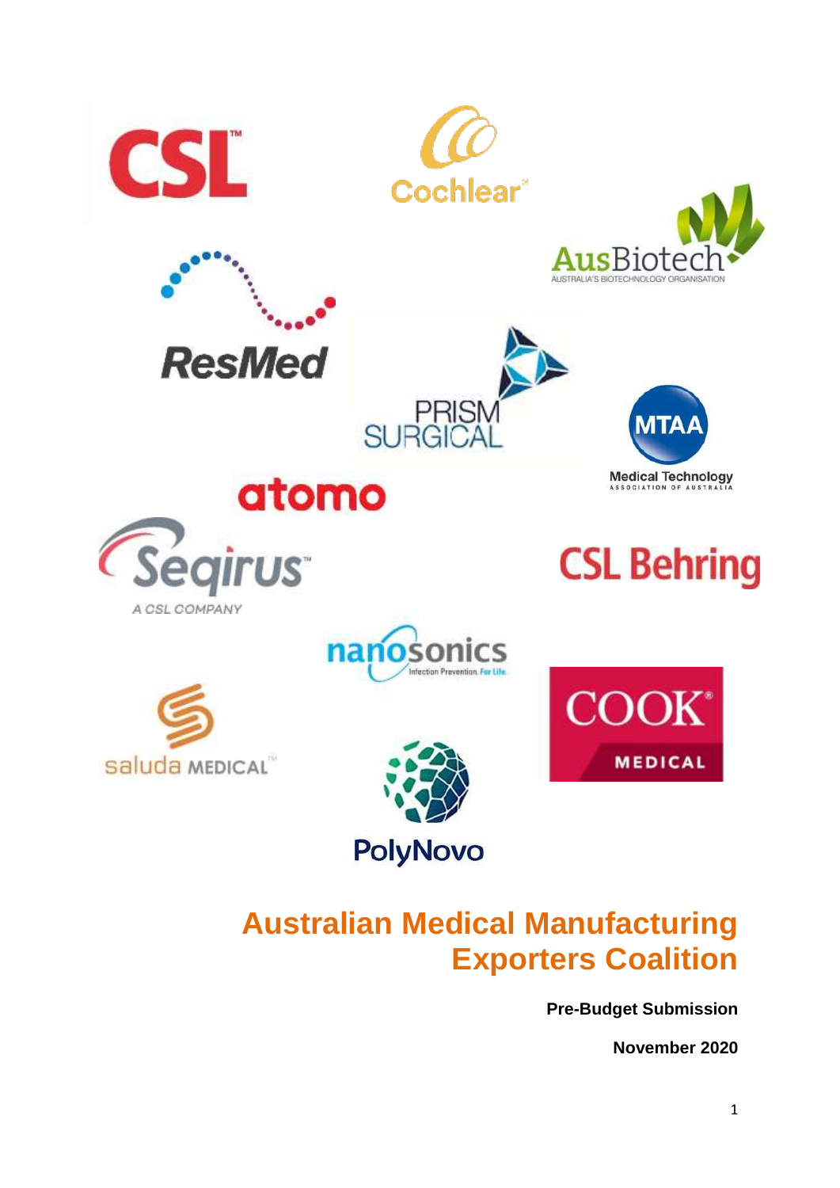# Australian Medical Manufacturing Exporters Coalition

**Pre-Budget Submission**

**November 2020**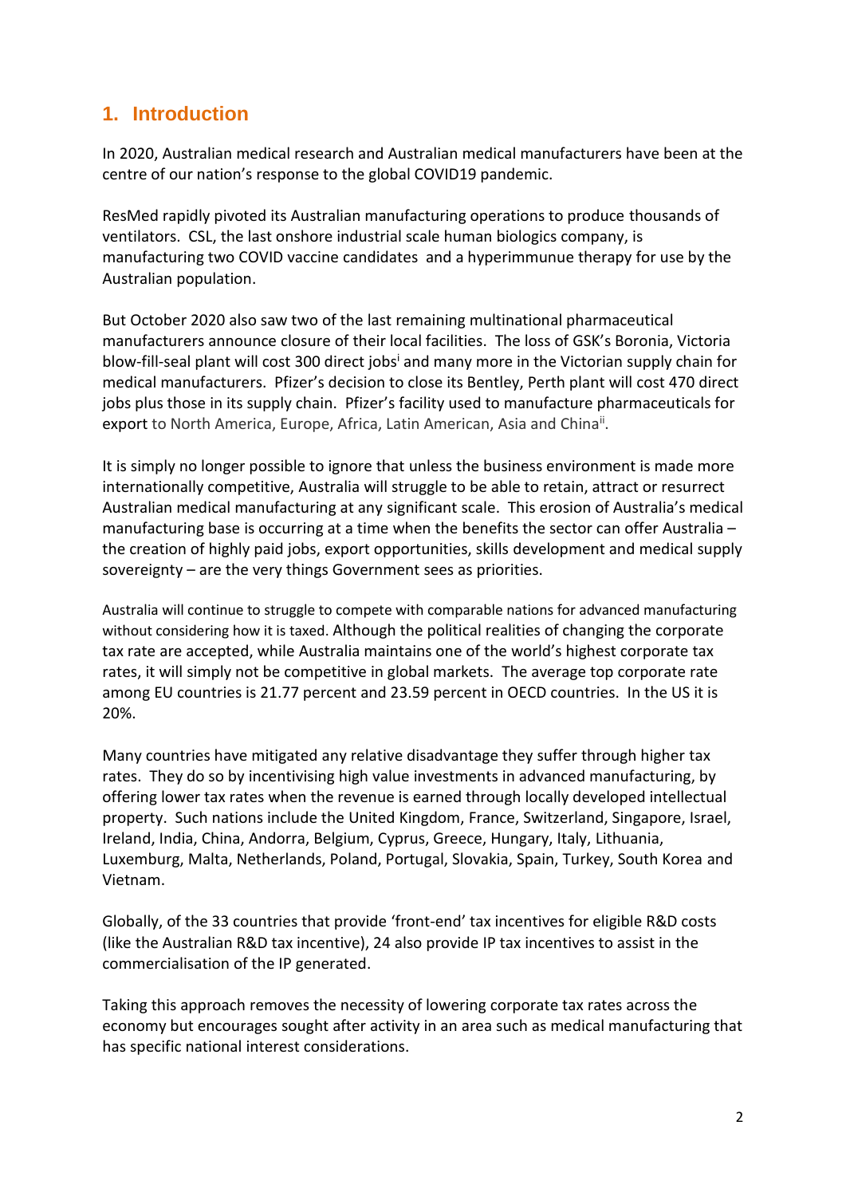## 1. Introduction

In 2020, Australian medical research and Australian medical manufacturers have been at the centre of our nation's response to the global COVID19 pandemic.

ResMed rapidly pivoted its Australian manufacturing operations to produce thousands of ventilators. CSL, the last onshore industrial scale human biologics company, is manufacturing two COVID vaccine candidates and a hyperimmunue therapy for use by the Australian population.

But October 2020 also saw two of the last remaining multinational pharmaceutical manufacturers announce closure of their local facilities. The loss of GSK's Boronia, Victoria blow-fill-seal plant will cost 300 direct jobs[i] and many more in the Victorian supply chain for medical manufacturers. Pfizer's decision to close its Bentley, Perth plant will cost 470 direct jobs plus those in its supply chain. Pfizer's facility used to manufacture pharmaceuticals for export to North America, Europe, Africa, Latin American, Asia and China[ii].

It is simply no longer possible to ignore that unless the business environment is made more internationally competitive, Australia will struggle to be able to retain, attract or resurrect Australian medical manufacturing at any significant scale. This erosion of Australia's medical manufacturing base is occurring at a time when the benefits the sector can offer Australia – the creation of highly paid jobs, export opportunities, skills development and medical supply sovereignty – are the very things Government sees as priorities.

Australia will continue to struggle to compete with comparable nations for advanced manufacturing without considering how it is taxed. Although the political realities of changing the corporate tax rate are accepted, while Australia maintains one of the world's highest corporate tax rates, it will simply not be competitive in global markets. The average top corporate rate among EU countries is 21.77 percent and 23.59 percent in OECD countries. In the US it is 20%.

Many countries have mitigated any relative disadvantage they suffer through higher tax rates. They do so by incentivising high value investments in advanced manufacturing, by offering lower tax rates when the revenue is earned through locally developed intellectual property. Such nations include the United Kingdom, France, Switzerland, Singapore, Israel, Ireland, India, China, Andorra, Belgium, Cyprus, Greece, Hungary, Italy, Lithuania, Luxemburg, Malta, Netherlands, Poland, Portugal, Slovakia, Spain, Turkey, South Korea and Vietnam.

Globally, of the 33 countries that provide 'front-end' tax incentives for eligible R&D costs (like the Australian R&D tax incentive), 24 also provide IP tax incentives to assist in the commercialisation of the IP generated.

Taking this approach removes the necessity of lowering corporate tax rates across the economy but encourages sought after activity in an area such as medical manufacturing that has specific national interest considerations.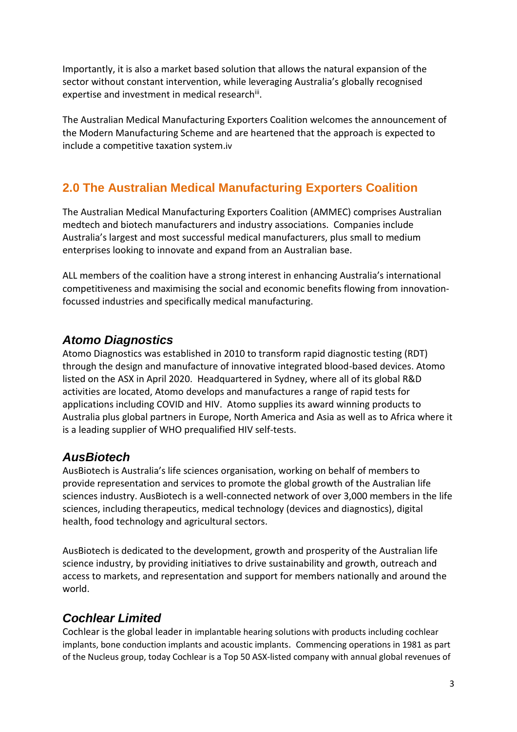Importantly, it is also a market based solution that allows the natural expansion of the sector without constant intervention, while leveraging Australia's globally recognised expertise and investment in medical research[iii].

The Australian Medical Manufacturing Exporters Coalition welcomes the announcement of the Modern Manufacturing Scheme and are heartened that the approach is expected to include a competitive taxation system.[iv]

## 2.0 The Australian Medical Manufacturing Exporters Coalition

The Australian Medical Manufacturing Exporters Coalition (AMMEC) comprises Australian medtech and biotech manufacturers and industry associations. Companies include Australia's largest and most successful medical manufacturers, plus small to medium enterprises looking to innovate and expand from an Australian base.

ALL members of the coalition have a strong interest in enhancing Australia's international competitiveness and maximising the social and economic benefits flowing from innovation-focussed industries and specifically medical manufacturing.

### *Atomo Diagnostics*

Atomo Diagnostics was established in 2010 to transform rapid diagnostic testing (RDT) through the design and manufacture of innovative integrated blood-based devices. Atomo listed on the ASX in April 2020. Headquartered in Sydney, where all of its global R&D activities are located, Atomo develops and manufactures a range of rapid tests for applications including COVID and HIV. Atomo supplies its award winning products to Australia plus global partners in Europe, North America and Asia as well as to Africa where it is a leading supplier of WHO prequalified HIV self-tests.

### *AusBiotech*

AusBiotech is Australia's life sciences organisation, working on behalf of members to provide representation and services to promote the global growth of the Australian life sciences industry. AusBiotech is a well-connected network of over 3,000 members in the life sciences, including therapeutics, medical technology (devices and diagnostics), digital health, food technology and agricultural sectors.

AusBiotech is dedicated to the development, growth and prosperity of the Australian life science industry, by providing initiatives to drive sustainability and growth, outreach and access to markets, and representation and support for members nationally and around the world.

### *Cochlear Limited*

Cochlear is the global leader in implantable hearing solutions with products including cochlear implants, bone conduction implants and acoustic implants. Commencing operations in 1981 as part of the Nucleus group, today Cochlear is a Top 50 ASX-listed company with annual global revenues of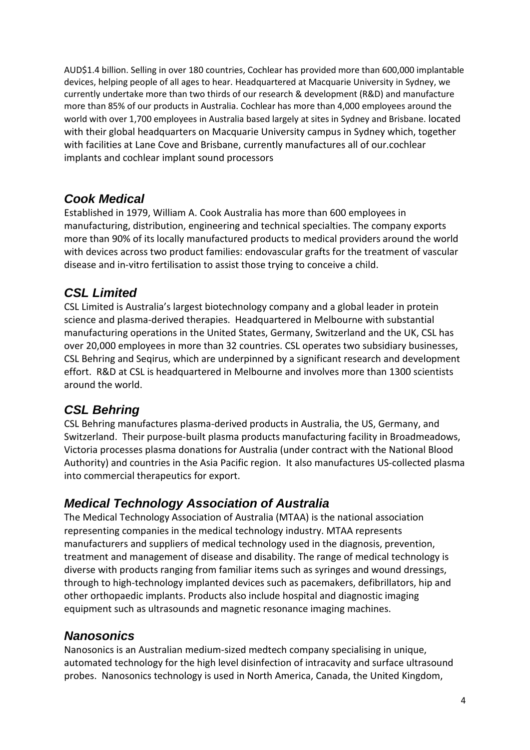AUD$1.4 billion. Selling in over 180 countries, Cochlear has provided more than 600,000 implantable devices, helping people of all ages to hear. Headquartered at Macquarie University in Sydney, we currently undertake more than two thirds of our research & development (R&D) and manufacture more than 85% of our products in Australia. Cochlear has more than 4,000 employees around the world with over 1,700 employees in Australia based largely at sites in Sydney and Brisbane. located with their global headquarters on Macquarie University campus in Sydney which, together with facilities at Lane Cove and Brisbane, currently manufactures all of our.cochlear implants and cochlear implant sound processors

## *Cook Medical*

Established in 1979, William A. Cook Australia has more than 600 employees in manufacturing, distribution, engineering and technical specialties. The company exports more than 90% of its locally manufactured products to medical providers around the world with devices across two product families: endovascular grafts for the treatment of vascular disease and in-vitro fertilisation to assist those trying to conceive a child.

## *CSL Limited*

CSL Limited is Australia's largest biotechnology company and a global leader in protein science and plasma-derived therapies. Headquartered in Melbourne with substantial manufacturing operations in the United States, Germany, Switzerland and the UK, CSL has over 20,000 employees in more than 32 countries. CSL operates two subsidiary businesses, CSL Behring and Seqirus, which are underpinned by a significant research and development effort. R&D at CSL is headquartered in Melbourne and involves more than 1300 scientists around the world.

## *CSL Behring*

CSL Behring manufactures plasma-derived products in Australia, the US, Germany, and Switzerland. Their purpose-built plasma products manufacturing facility in Broadmeadows, Victoria processes plasma donations for Australia (under contract with the National Blood Authority) and countries in the Asia Pacific region. It also manufactures US-collected plasma into commercial therapeutics for export.

## *Medical Technology Association of Australia*

The Medical Technology Association of Australia (MTAA) is the national association representing companies in the medical technology industry. MTAA represents manufacturers and suppliers of medical technology used in the diagnosis, prevention, treatment and management of disease and disability. The range of medical technology is diverse with products ranging from familiar items such as syringes and wound dressings, through to high-technology implanted devices such as pacemakers, defibrillators, hip and other orthopaedic implants. Products also include hospital and diagnostic imaging equipment such as ultrasounds and magnetic resonance imaging machines.

## *Nanosonics*

Nanosonics is an Australian medium-sized medtech company specialising in unique, automated technology for the high level disinfection of intracavity and surface ultrasound probes. Nanosonics technology is used in North America, Canada, the United Kingdom,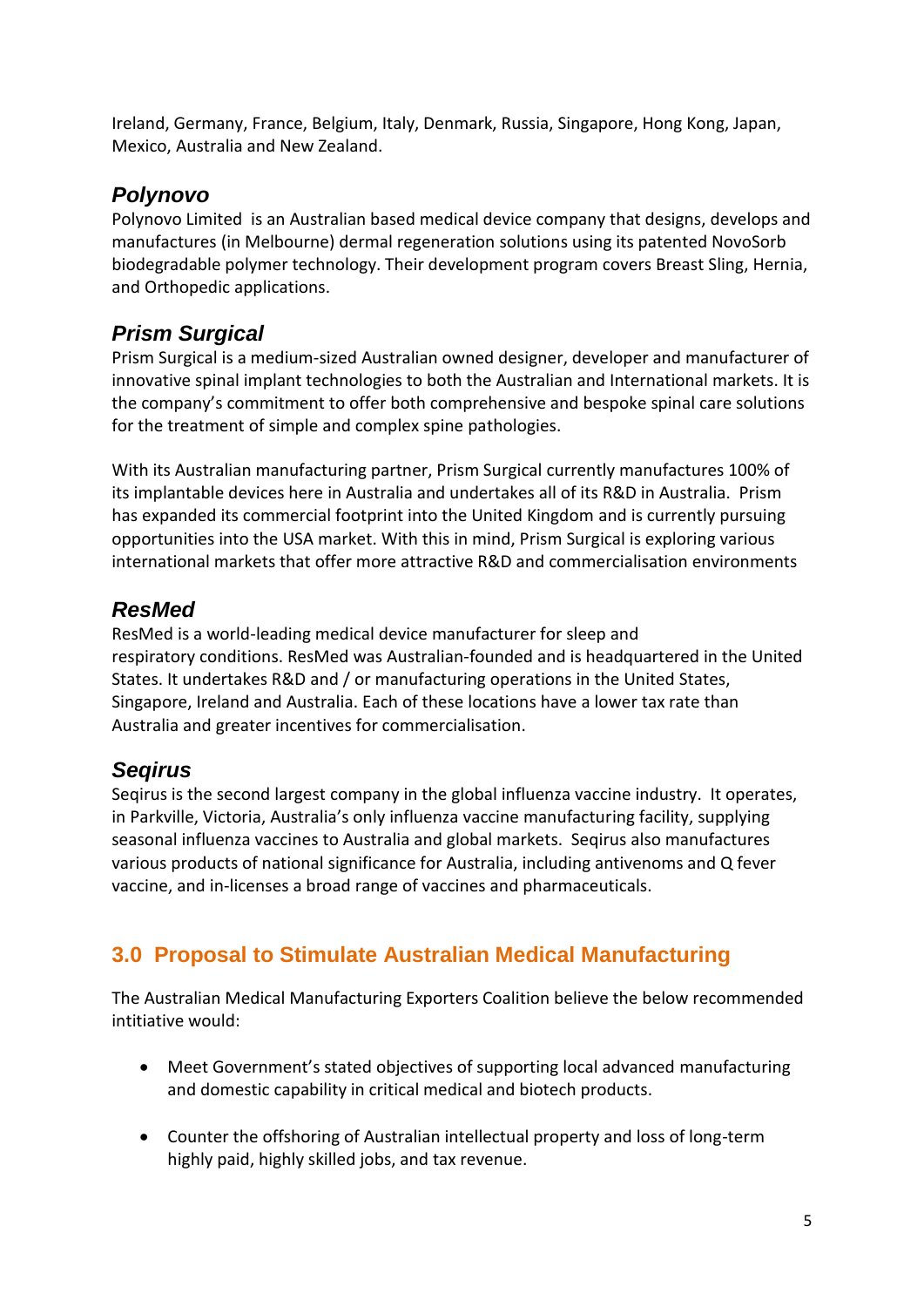Ireland, Germany, France, Belgium, Italy, Denmark, Russia, Singapore, Hong Kong, Japan, Mexico, Australia and New Zealand.

### *Polynovo*

Polynovo Limited is an Australian based medical device company that designs, develops and manufactures (in Melbourne) dermal regeneration solutions using its patented NovoSorb biodegradable polymer technology. Their development program covers Breast Sling, Hernia, and Orthopedic applications.

### *Prism Surgical*

Prism Surgical is a medium-sized Australian owned designer, developer and manufacturer of innovative spinal implant technologies to both the Australian and International markets. It is the company's commitment to offer both comprehensive and bespoke spinal care solutions for the treatment of simple and complex spine pathologies.

With its Australian manufacturing partner, Prism Surgical currently manufactures 100% of its implantable devices here in Australia and undertakes all of its R&D in Australia. Prism has expanded its commercial footprint into the United Kingdom and is currently pursuing opportunities into the USA market. With this in mind, Prism Surgical is exploring various international markets that offer more attractive R&D and commercialisation environments

### *ResMed*

ResMed is a world-leading medical device manufacturer for sleep and respiratory conditions. ResMed was Australian-founded and is headquartered in the United States. It undertakes R&D and / or manufacturing operations in the United States, Singapore, Ireland and Australia. Each of these locations have a lower tax rate than Australia and greater incentives for commercialisation.

### *Seqirus*

Seqirus is the second largest company in the global influenza vaccine industry. It operates, in Parkville, Victoria, Australia's only influenza vaccine manufacturing facility, supplying seasonal influenza vaccines to Australia and global markets. Seqirus also manufactures various products of national significance for Australia, including antivenoms and Q fever vaccine, and in-licenses a broad range of vaccines and pharmaceuticals.

## 3.0 Proposal to Stimulate Australian Medical Manufacturing

The Australian Medical Manufacturing Exporters Coalition believe the below recommended intitiative would:

- Meet Government's stated objectives of supporting local advanced manufacturing and domestic capability in critical medical and biotech products.
- Counter the offshoring of Australian intellectual property and loss of long-term highly paid, highly skilled jobs, and tax revenue.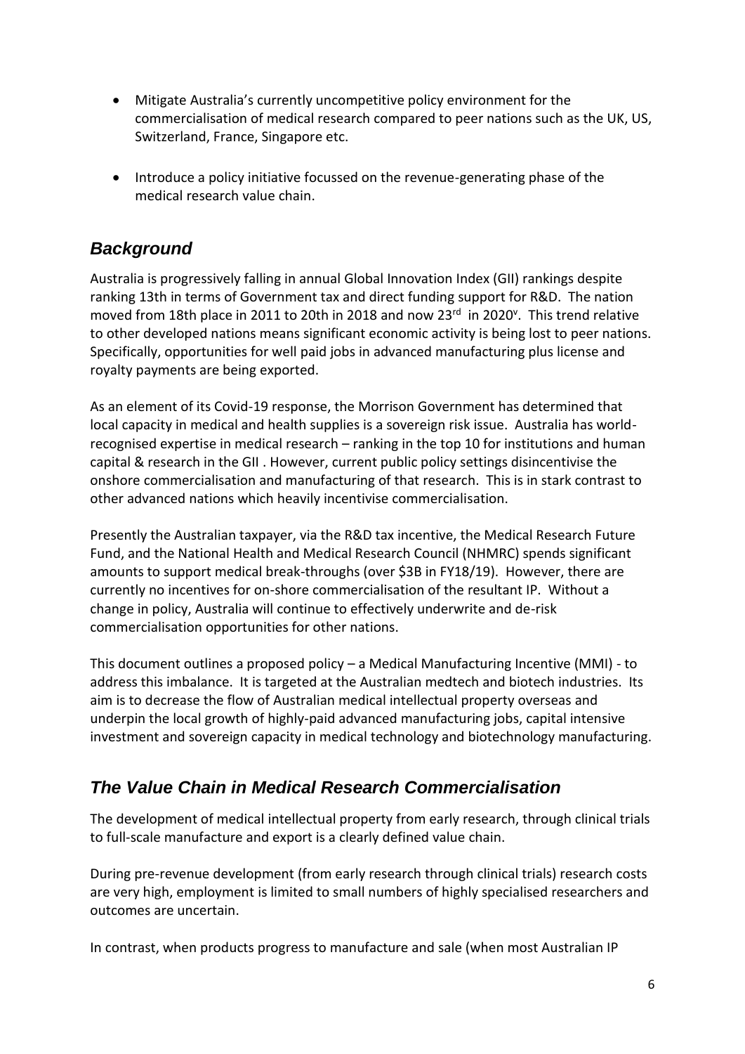- Mitigate Australia's currently uncompetitive policy environment for the commercialisation of medical research compared to peer nations such as the UK, US, Switzerland, France, Singapore etc.
- Introduce a policy initiative focussed on the revenue-generating phase of the medical research value chain.

## *Background*

Australia is progressively falling in annual Global Innovation Index (GII) rankings despite ranking 13th in terms of Government tax and direct funding support for R&D. The nation moved from 18th place in 2011 to 20th in 2018 and now 23rd in 2020[v]. This trend relative to other developed nations means significant economic activity is being lost to peer nations. Specifically, opportunities for well paid jobs in advanced manufacturing plus license and royalty payments are being exported.

As an element of its Covid-19 response, the Morrison Government has determined that local capacity in medical and health supplies is a sovereign risk issue. Australia has world-recognised expertise in medical research – ranking in the top 10 for institutions and human capital & research in the GII . However, current public policy settings disincentivise the onshore commercialisation and manufacturing of that research. This is in stark contrast to other advanced nations which heavily incentivise commercialisation.

Presently the Australian taxpayer, via the R&D tax incentive, the Medical Research Future Fund, and the National Health and Medical Research Council (NHMRC) spends significant amounts to support medical break-throughs (over $3B in FY18/19). However, there are currently no incentives for on-shore commercialisation of the resultant IP. Without a change in policy, Australia will continue to effectively underwrite and de-risk commercialisation opportunities for other nations.

This document outlines a proposed policy – a Medical Manufacturing Incentive (MMI) - to address this imbalance. It is targeted at the Australian medtech and biotech industries. Its aim is to decrease the flow of Australian medical intellectual property overseas and underpin the local growth of highly-paid advanced manufacturing jobs, capital intensive investment and sovereign capacity in medical technology and biotechnology manufacturing.

## *The Value Chain in Medical Research Commercialisation*

The development of medical intellectual property from early research, through clinical trials to full-scale manufacture and export is a clearly defined value chain.

During pre-revenue development (from early research through clinical trials) research costs are very high, employment is limited to small numbers of highly specialised researchers and outcomes are uncertain.

In contrast, when products progress to manufacture and sale (when most Australian IP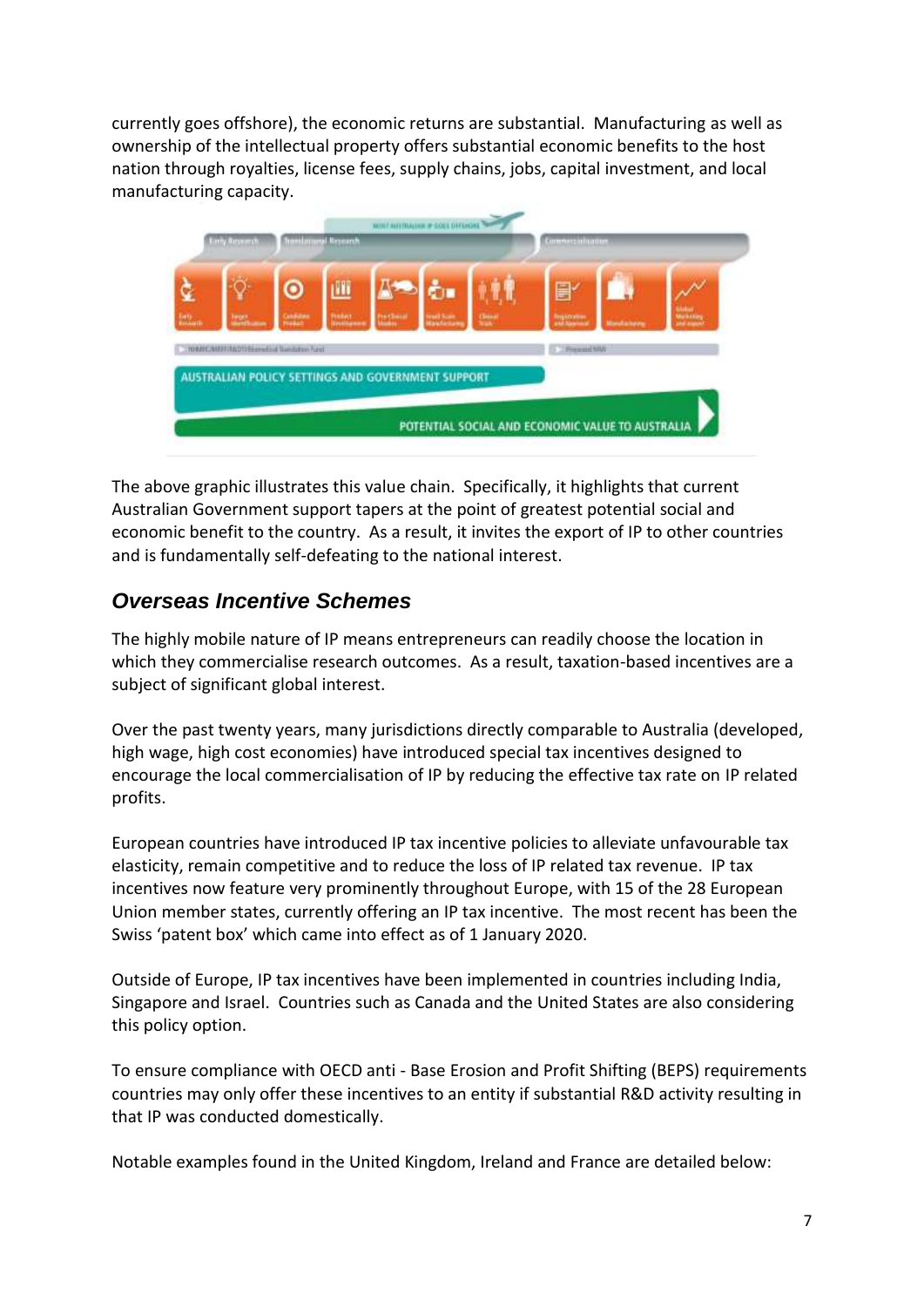currently goes offshore), the economic returns are substantial. Manufacturing as well as ownership of the intellectual property offers substantial economic benefits to the host nation through royalties, license fees, supply chains, jobs, capital investment, and local manufacturing capacity.

The above graphic illustrates this value chain. Specifically, it highlights that current Australian Government support tapers at the point of greatest potential social and economic benefit to the country. As a result, it invites the export of IP to other countries and is fundamentally self-defeating to the national interest.

## *Overseas Incentive Schemes*

The highly mobile nature of IP means entrepreneurs can readily choose the location in which they commercialise research outcomes. As a result, taxation-based incentives are a subject of significant global interest.

Over the past twenty years, many jurisdictions directly comparable to Australia (developed, high wage, high cost economies) have introduced special tax incentives designed to encourage the local commercialisation of IP by reducing the effective tax rate on IP related profits.

European countries have introduced IP tax incentive policies to alleviate unfavourable tax elasticity, remain competitive and to reduce the loss of IP related tax revenue. IP tax incentives now feature very prominently throughout Europe, with 15 of the 28 European Union member states, currently offering an IP tax incentive. The most recent has been the Swiss 'patent box' which came into effect as of 1 January 2020.

Outside of Europe, IP tax incentives have been implemented in countries including India, Singapore and Israel. Countries such as Canada and the United States are also considering this policy option.

To ensure compliance with OECD anti - Base Erosion and Profit Shifting (BEPS) requirements countries may only offer these incentives to an entity if substantial R&D activity resulting in that IP was conducted domestically.

Notable examples found in the United Kingdom, Ireland and France are detailed below: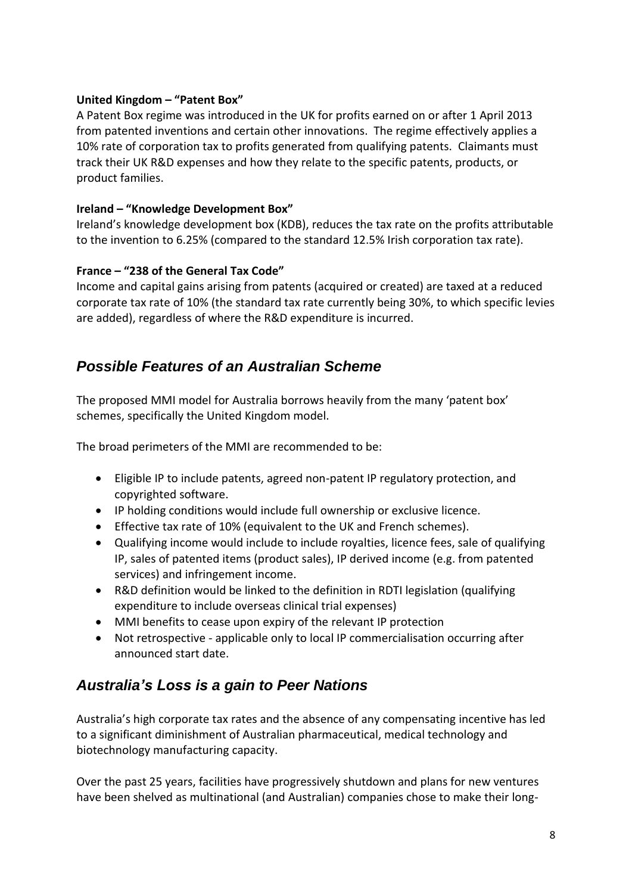**United Kingdom – "Patent Box"**

A Patent Box regime was introduced in the UK for profits earned on or after 1 April 2013 from patented inventions and certain other innovations. The regime effectively applies a 10% rate of corporation tax to profits generated from qualifying patents. Claimants must track their UK R&D expenses and how they relate to the specific patents, products, or product families.

**Ireland – "Knowledge Development Box"**

Ireland's knowledge development box (KDB), reduces the tax rate on the profits attributable to the invention to 6.25% (compared to the standard 12.5% Irish corporation tax rate).

**France – "238 of the General Tax Code"**

Income and capital gains arising from patents (acquired or created) are taxed at a reduced corporate tax rate of 10% (the standard tax rate currently being 30%, to which specific levies are added), regardless of where the R&D expenditure is incurred.

## *Possible Features of an Australian Scheme*

The proposed MMI model for Australia borrows heavily from the many 'patent box' schemes, specifically the United Kingdom model.

The broad perimeters of the MMI are recommended to be:

- Eligible IP to include patents, agreed non-patent IP regulatory protection, and copyrighted software.
- IP holding conditions would include full ownership or exclusive licence.
- Effective tax rate of 10% (equivalent to the UK and French schemes).
- Qualifying income would include to include royalties, licence fees, sale of qualifying IP, sales of patented items (product sales), IP derived income (e.g. from patented services) and infringement income.
- R&D definition would be linked to the definition in RDTI legislation (qualifying expenditure to include overseas clinical trial expenses)
- MMI benefits to cease upon expiry of the relevant IP protection
- Not retrospective - applicable only to local IP commercialisation occurring after announced start date.

## *Australia's Loss is a gain to Peer Nations*

Australia's high corporate tax rates and the absence of any compensating incentive has led to a significant diminishment of Australian pharmaceutical, medical technology and biotechnology manufacturing capacity.

Over the past 25 years, facilities have progressively shutdown and plans for new ventures have been shelved as multinational (and Australian) companies chose to make their long-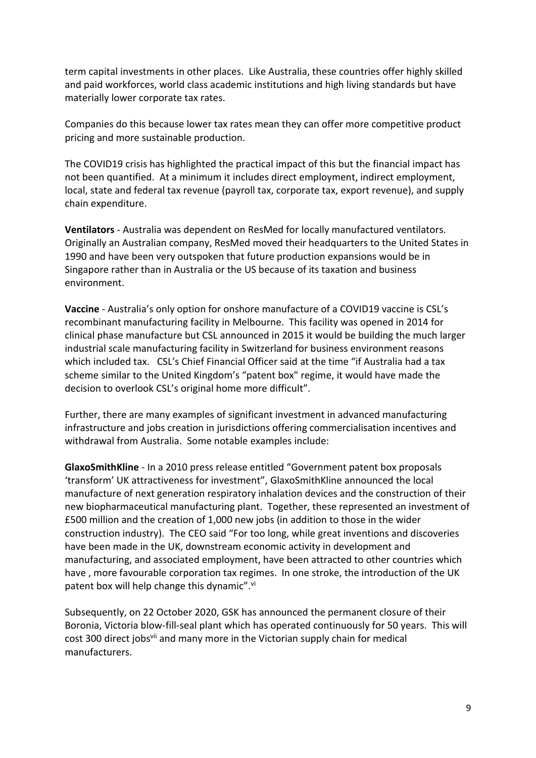term capital investments in other places. Like Australia, these countries offer highly skilled and paid workforces, world class academic institutions and high living standards but have materially lower corporate tax rates.

Companies do this because lower tax rates mean they can offer more competitive product pricing and more sustainable production.

The COVID19 crisis has highlighted the practical impact of this but the financial impact has not been quantified. At a minimum it includes direct employment, indirect employment, local, state and federal tax revenue (payroll tax, corporate tax, export revenue), and supply chain expenditure.

**Ventilators** - Australia was dependent on ResMed for locally manufactured ventilators. Originally an Australian company, ResMed moved their headquarters to the United States in 1990 and have been very outspoken that future production expansions would be in Singapore rather than in Australia or the US because of its taxation and business environment.

**Vaccine** - Australia's only option for onshore manufacture of a COVID19 vaccine is CSL's recombinant manufacturing facility in Melbourne. This facility was opened in 2014 for clinical phase manufacture but CSL announced in 2015 it would be building the much larger industrial scale manufacturing facility in Switzerland for business environment reasons which included tax. CSL's Chief Financial Officer said at the time "if Australia had a tax scheme similar to the United Kingdom's "patent box" regime, it would have made the decision to overlook CSL's original home more difficult".

Further, there are many examples of significant investment in advanced manufacturing infrastructure and jobs creation in jurisdictions offering commercialisation incentives and withdrawal from Australia. Some notable examples include:

**GlaxoSmithKline** - In a 2010 press release entitled "Government patent box proposals 'transform' UK attractiveness for investment", GlaxoSmithKline announced the local manufacture of next generation respiratory inhalation devices and the construction of their new biopharmaceutical manufacturing plant. Together, these represented an investment of £500 million and the creation of 1,000 new jobs (in addition to those in the wider construction industry). The CEO said "For too long, while great inventions and discoveries have been made in the UK, downstream economic activity in development and manufacturing, and associated employment, have been attracted to other countries which have , more favourable corporation tax regimes. In one stroke, the introduction of the UK patent box will help change this dynamic".[vi]

Subsequently, on 22 October 2020, GSK has announced the permanent closure of their Boronia, Victoria blow-fill-seal plant which has operated continuously for 50 years. This will cost 300 direct jobs[vii] and many more in the Victorian supply chain for medical manufacturers.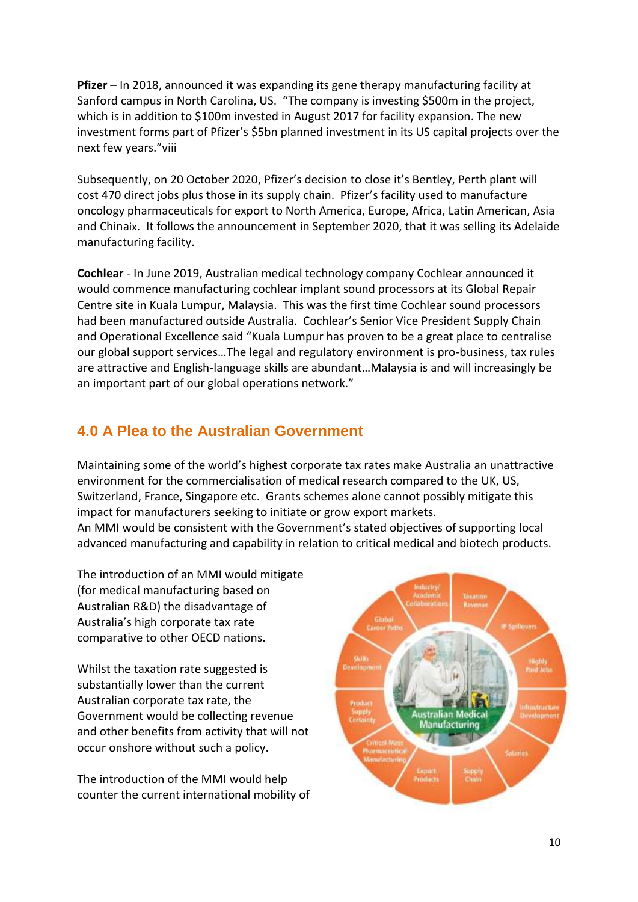**Pfizer** – In 2018, announced it was expanding its gene therapy manufacturing facility at Sanford campus in North Carolina, US. "The company is investing $500m in the project, which is in addition to $100m invested in August 2017 for facility expansion. The new investment forms part of Pfizer's $5bn planned investment in its US capital projects over the next few years."viii

Subsequently, on 20 October 2020, Pfizer's decision to close it's Bentley, Perth plant will cost 470 direct jobs plus those in its supply chain. Pfizer's facility used to manufacture oncology pharmaceuticals for export to North America, Europe, Africa, Latin American, Asia and Chinaix. It follows the announcement in September 2020, that it was selling its Adelaide manufacturing facility.

**Cochlear** - In June 2019, Australian medical technology company Cochlear announced it would commence manufacturing cochlear implant sound processors at its Global Repair Centre site in Kuala Lumpur, Malaysia. This was the first time Cochlear sound processors had been manufactured outside Australia. Cochlear's Senior Vice President Supply Chain and Operational Excellence said "Kuala Lumpur has proven to be a great place to centralise our global support services…The legal and regulatory environment is pro-business, tax rules are attractive and English-language skills are abundant…Malaysia is and will increasingly be an important part of our global operations network."

## 4.0 A Plea to the Australian Government

Maintaining some of the world's highest corporate tax rates make Australia an unattractive environment for the commercialisation of medical research compared to the UK, US, Switzerland, France, Singapore etc. Grants schemes alone cannot possibly mitigate this impact for manufacturers seeking to initiate or grow export markets.
An MMI would be consistent with the Government's stated objectives of supporting local advanced manufacturing and capability in relation to critical medical and biotech products.

The introduction of an MMI would mitigate (for medical manufacturing based on Australian R&D) the disadvantage of Australia's high corporate tax rate comparative to other OECD nations.

Whilst the taxation rate suggested is substantially lower than the current Australian corporate tax rate, the Government would be collecting revenue and other benefits from activity that will not occur onshore without such a policy.

The introduction of the MMI would help counter the current international mobility of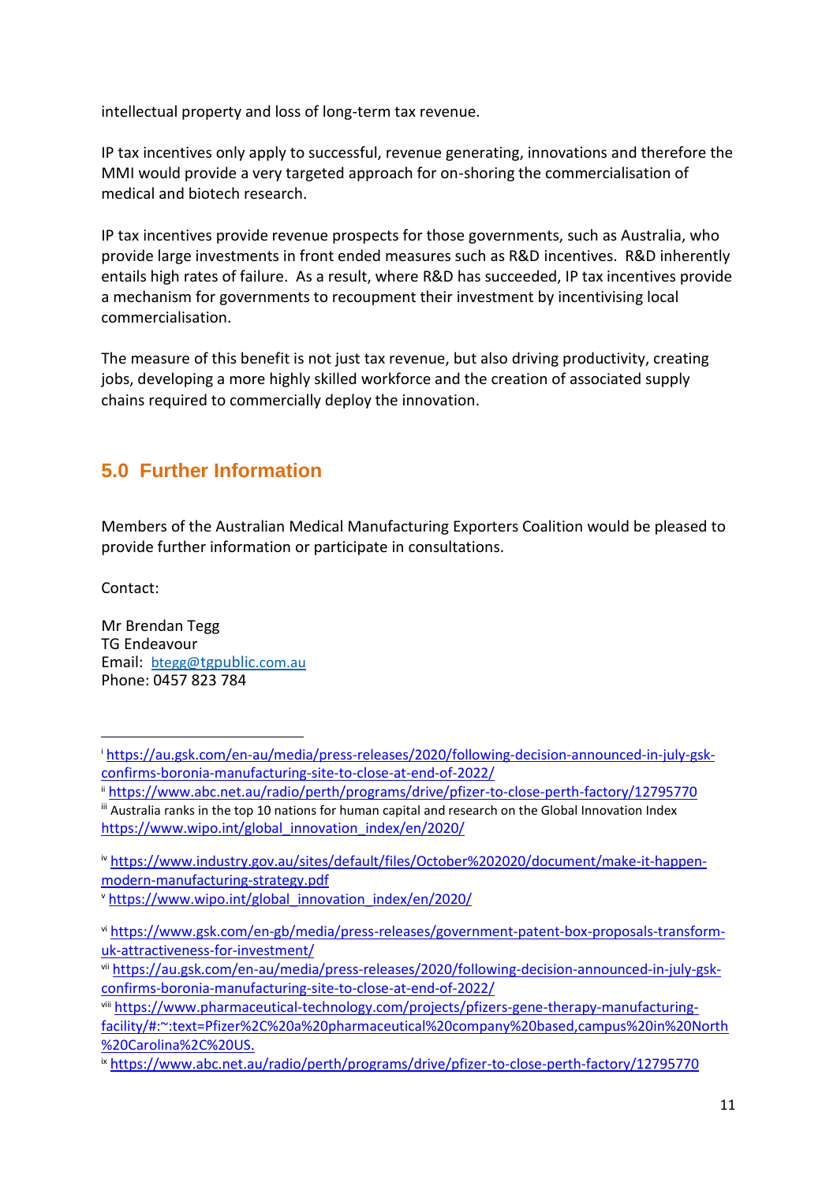intellectual property and loss of long-term tax revenue.

IP tax incentives only apply to successful, revenue generating, innovations and therefore the MMI would provide a very targeted approach for on-shoring the commercialisation of medical and biotech research.

IP tax incentives provide revenue prospects for those governments, such as Australia, who provide large investments in front ended measures such as R&D incentives. R&D inherently entails high rates of failure. As a result, where R&D has succeeded, IP tax incentives provide a mechanism for governments to recoupment their investment by incentivising local commercialisation.

The measure of this benefit is not just tax revenue, but also driving productivity, creating jobs, developing a more highly skilled workforce and the creation of associated supply chains required to commercially deploy the innovation.

## 5.0 Further Information

Members of the Australian Medical Manufacturing Exporters Coalition would be pleased to provide further information or participate in consultations.

Contact:

Mr Brendan Tegg
TG Endeavour
Email: btegg@tgpublic.com.au
Phone: 0457 823 784

---

[i] https://au.gsk.com/en-au/media/press-releases/2020/following-decision-announced-in-july-gsk-confirms-boronia-manufacturing-site-to-close-at-end-of-2022/

[ii] https://www.abc.net.au/radio/perth/programs/drive/pfizer-to-close-perth-factory/12795770

[iii] Australia ranks in the top 10 nations for human capital and research on the Global Innovation Index https://www.wipo.int/global_innovation_index/en/2020/

[iv] https://www.industry.gov.au/sites/default/files/October%202020/document/make-it-happen-modern-manufacturing-strategy.pdf

[v] https://www.wipo.int/global_innovation_index/en/2020/

[vi] https://www.gsk.com/en-gb/media/press-releases/government-patent-box-proposals-transform-uk-attractiveness-for-investment/

[vii] https://au.gsk.com/en-au/media/press-releases/2020/following-decision-announced-in-july-gsk-confirms-boronia-manufacturing-site-to-close-at-end-of-2022/

[viii] https://www.pharmaceutical-technology.com/projects/pfizers-gene-therapy-manufacturing-facility/#:~:text=Pfizer%2C%20a%20pharmaceutical%20company%20based,campus%20in%20North%20Carolina%2C%20US.

[ix] https://www.abc.net.au/radio/perth/programs/drive/pfizer-to-close-perth-factory/12795770